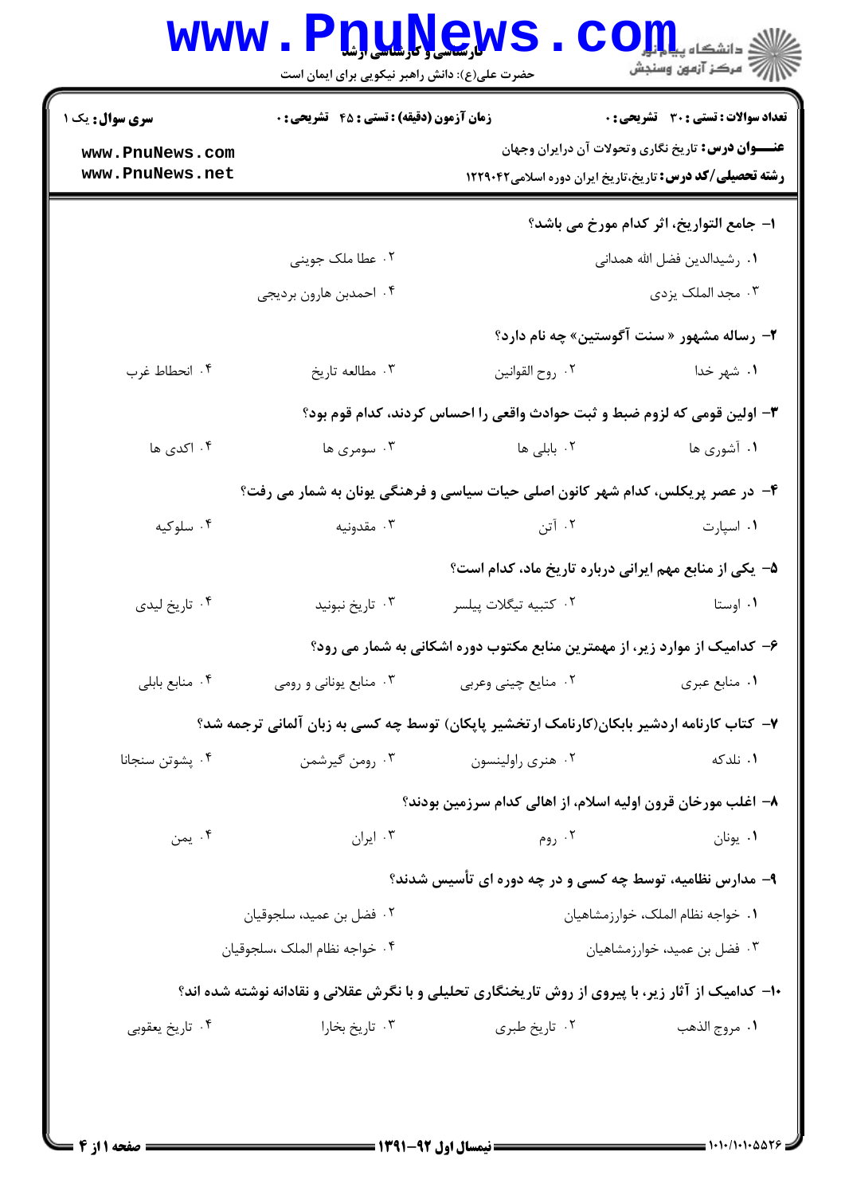**سری سوال:** یک ۱

**زمان آزمون (دقیقه) : تستی : ۴۵ تشریحی : ۰**

**تعداد سوالات : تستی : ۳۰ تشریحی : ۰**

**عنـــوان درس:** تاریخ نگاری وتحولات آن درایران وجهان

**رشته تحصیلی/کد درس:** تاریخ،تاریخ ایران دوره اسلامی۱۲۲۹۰۴۲

**۱- جامع التواریخ، اثر کدام مورخ می باشد؟**

۱. رشیدالدین فضل الله همدانی
۲. عطا ملک جوینی
۳. مجد الملک یزدی
۴. احمدبن هارون بردیجی

**۲- رساله مشهور « سنت آگوستین» چه نام دارد؟**

۱. شهر خدا
۲. روح القوانین
۳. مطالعه تاریخ
۴. انحطاط غرب

**۳- اولین قومی که لزوم ضبط و ثبت حوادث واقعی را احساس کردند، کدام قوم بود؟**

۱. آشوری ها
۲. بابلی ها
۳. سومری ها
۴. اکدی ها

**۴- در عصر پریکلس، کدام شهر کانون اصلی حیات سیاسی و فرهنگی یونان به شمار می رفت؟**

۱. اسپارت
۲. آتن
۳. مقدونیه
۴. سلوکیه

**۵- یکی از منابع مهم ایرانی درباره تاریخ ماد، کدام است؟**

۱. اوستا
۲. کتیبه تیگلات پیلسر
۳. تاریخ نبونید
۴. تاریخ لیدی

**۶- کدامیک از موارد زیر، از مهمترین منابع مکتوب دوره اشکانی به شمار می رود؟**

۱. منابع عبری
۲. منابع چینی وعربی
۳. منابع یونانی و رومی
۴. منابع بابلی

**۷- کتاب کارنامه اردشیر بابکان(کارنامک ارتخشیر پاپکان) توسط چه کسی به زبان آلمانی ترجمه شد؟**

۱. نلدکه
۲. هنری راولینسون
۳. رومن گیرشمن
۴. پشوتن سنجانا

**۸- اغلب مورخان قرون اولیه اسلام، از اهالی کدام سرزمین بودند؟**

۱. یونان
۲. روم
۳. ایران
۴. یمن

**۹- مدارس نظامیه، توسط چه کسی و در چه دوره ای تأسیس شدند؟**

۱. خواجه نظام الملک، خوارزمشاهیان
۲. فضل بن عمید، سلجوقیان
۳. فضل بن عمید، خوارزمشاهیان
۴. خواجه نظام الملک ،سلجوقیان

**۱۰- کدامیک از آثار زیر، با پیروی از روش تاریخنگاری تحلیلی و با نگرش عقلانی و نقادانه نوشته شده اند؟**

۱. مروج الذهب
۲. تاریخ طبری
۳. تاریخ بخارا
۴. تاریخ یعقوبی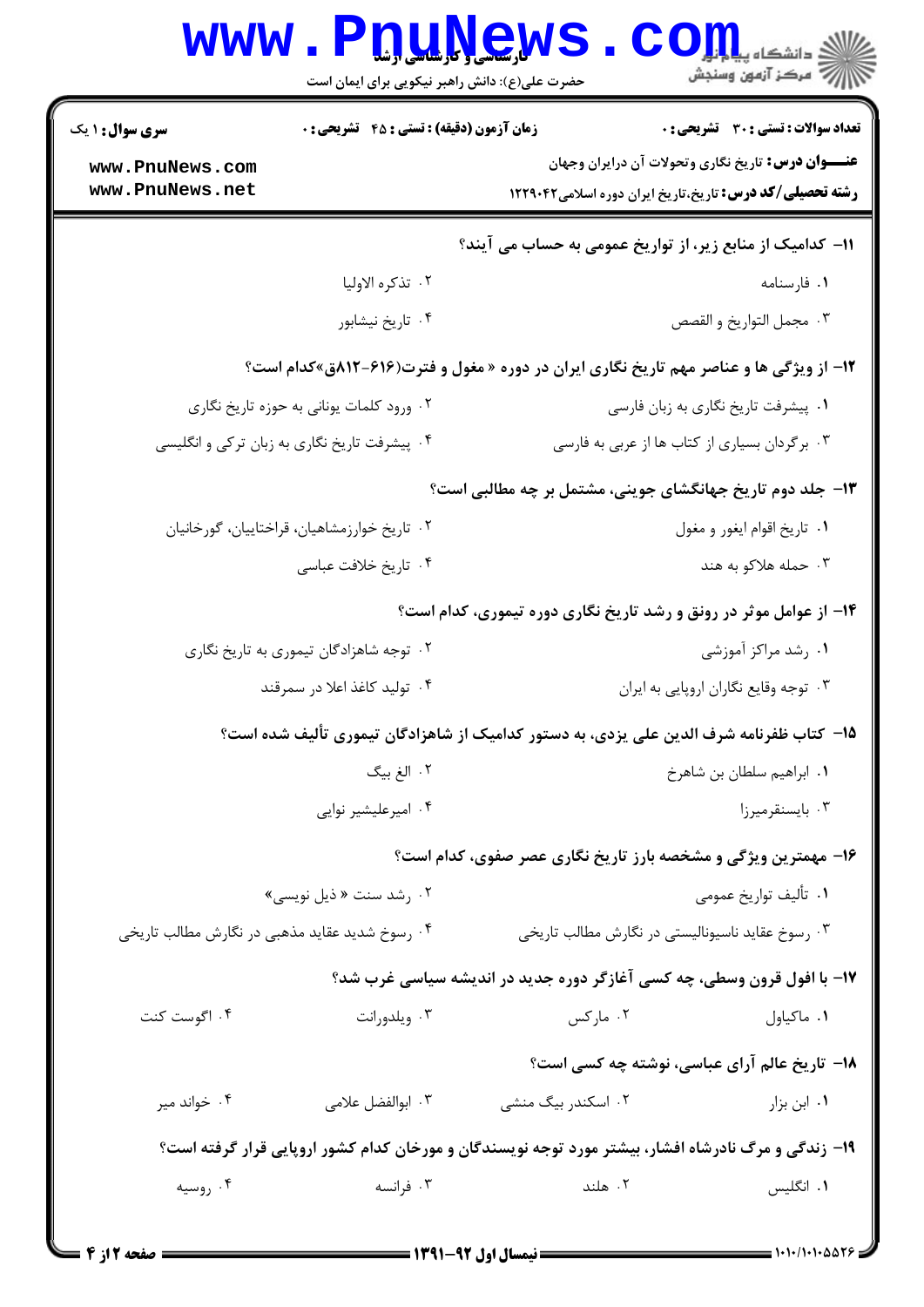**سری سوال:** ۱ یک | **زمان آزمون (دقیقه) : تستی :** ۴۵ **تشریحی :** ۰ | **تعداد سوالات : تستی :** ۳۰ **تشریحی :** ۰

**عنـــوان درس:** تاریخ نگاری وتحولات آن درایران وجهان

**رشته تحصیلی/کد درس:** تاریخ،تاریخ ایران دوره اسلامی۱۲۲۹۰۴۲

۱۱- کدامیک از منابع زیر، از تواریخ عمومی به حساب می آیند؟

۱. فارسنامه

۲. تذکره الاولیا

۳. مجمل التواریخ و القصص

۴. تاریخ نیشابور

۱۲- از ویژگی ها و عناصر مهم تاریخ نگاری ایران در دوره « مغول و فترت(۶۱۶-۸۱۲ق»کدام است؟

۱. پیشرفت تاریخ نگاری به زبان فارسی

۲. ورود کلمات یونانی به حوزه تاریخ نگاری

۳. برگردان بسیاری از کتاب ها از عربی به فارسی

۴. پیشرفت تاریخ نگاری به زبان ترکی و انگلیسی

۱۳- جلد دوم تاریخ جهانگشای جوینی، مشتمل بر چه مطالبی است؟

۱. تاریخ اقوام ایغور و مغول

۲. تاریخ خوارزمشاهیان، قراختاییان، گورخانیان

۳. حمله هلاکو به هند

۴. تاریخ خلافت عباسی

۱۴- از عوامل موثر در رونق و رشد تاریخ نگاری دوره تیموری، کدام است؟

۱. رشد مراکز آموزشی

۲. توجه شاهزادگان تیموری به تاریخ نگاری

۳. توجه وقایع نگاران اروپایی به ایران

۴. تولید کاغذ اعلا در سمرقند

۱۵- کتاب ظفرنامه شرف الدین علی یزدی، به دستور کدامیک از شاهزادگان تیموری تألیف شده است؟

۱. ابراهیم سلطان بن شاهرخ

۲. الغ بیگ

۳. بایسنقرمیرزا

۴. امیرعلیشیر نوایی

۱۶- مهمترین ویژگی و مشخصه بارز تاریخ نگاری عصر صفوی، کدام است؟

۱. تألیف تواریخ عمومی

۲. رشد سنت « ذیل نویسی»

۳. رسوخ عقاید ناسیونالیستی در نگارش مطالب تاریخی

۴. رسوخ شدید عقاید مذهبی در نگارش مطالب تاریخی

۱۷- با افول قرون وسطی، چه کسی آغازگر دوره جدید در اندیشه سیاسی غرب شد؟

۱. ماکیاول

۲. مارکس

۳. ویلدورانت

۴. اگوست کنت

۱۸- تاریخ عالم آرای عباسی، نوشته چه کسی است؟

۱. ابن بزار

۲. اسکندر بیگ منشی

۳. ابوالفضل علامی

۴. خواند میر

۱۹- زندگی و مرگ نادرشاه افشار، بیشتر مورد توجه نویسندگان و مورخان کدام کشور اروپایی قرار گرفته است؟

۱. انگلیس

۲. هلند

۳. فرانسه

۴. روسیه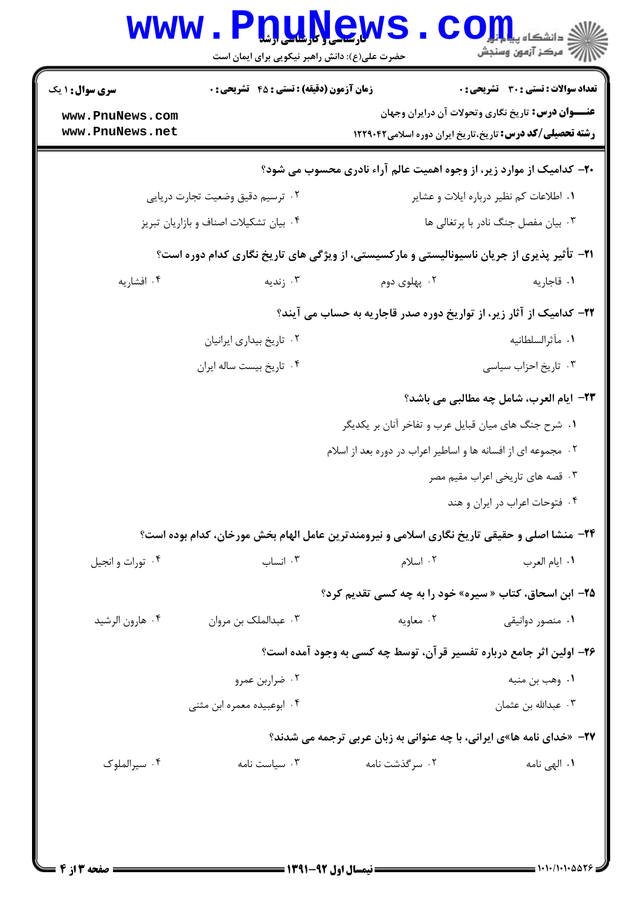۲۰- کدامیک از موارد زیر، از وجوه اهمیت عالم آراء نادری محسوب می شود؟

۱. اطلاعات کم نظیر درباره ایلات و عشایر

۲. ترسیم دقیق وضعیت تجارت دریایی

۳. بیان مفصل جنگ نادر با پرتغالی ها

۴. بیان تشکیلات اصناف و بازاریان تبریز

۲۱- تأثیر پذیری از جریان ناسیونالیستی و مارکسیستی، از ویژگی های تاریخ نگاری کدام دوره است؟

۱. قاجاریه

۲. پهلوی دوم

۳. زندیه

۴. افشاریه

۲۲- کدامیک از آثار زیر، از تواریخ دوره صدر قاجاریه به حساب می آیند؟

۱. مآثرالسلطانیه

۲. تاریخ بیداری ایرانیان

۳. تاریخ احزاب سیاسی

۴. تاریخ بیست ساله ایران

۲۳- ایام العرب، شامل چه مطالبی می باشد؟

۱. شرح جنگ های میان قبایل عرب و تفاخر آنان بر یکدیگر

۲. مجموعه ای از افسانه ها و اساطیر اعراب در دوره بعد از اسلام

۳. قصه های تاریخی اعراب مقیم مصر

۴. فتوحات اعراب در ایران و هند

۲۴- منشا اصلی و حقیقی تاریخ نگاری اسلامی و نیرومندترین عامل الهام بخش مورخان، کدام بوده است؟

۱. ایام العرب

۲. اسلام

۳. انساب

۴. تورات و انجیل

۲۵- ابن اسحاق، کتاب « سیره» خود را به چه کسی تقدیم کرد؟

۱. منصور دوانیقی

۲. معاویه

۳. عبدالملک بن مروان

۴. هارون الرشید

۲۶- اولین اثر جامع درباره تفسیر قرآن، توسط چه کسی به وجود آمده است؟

۱. وهب بن منبه

۲. ضرار بن عمرو

۳. عبدالله بن عثمان

۴. ابوعبیده معمره ابن مثنی

۲۷- «خدای نامه ها»ی ایرانی، با چه عنوانی به زبان عربی ترجمه می شدند؟

۱. الهی نامه

۲. سرگذشت نامه

۳. سیاست نامه

۴. سیرالملوک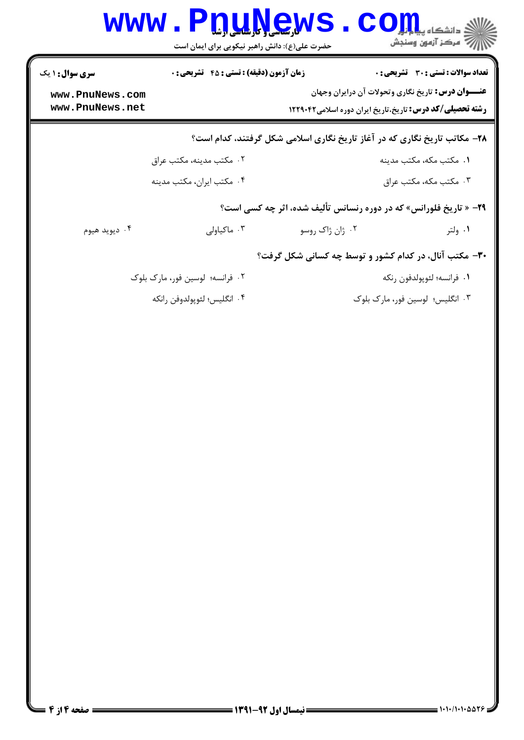**سری سوال:** ۱ یک

**زمان آزمون (دقیقه) : تستی : ۴۵ تشریحی : ۰**

**تعداد سوالات : تستی : ۳۰ تشریحی : ۰**

**عنـــوان درس:** تاریخ نگاری وتحولات آن درایران وجهان

**رشته تحصیلی/کد درس:** تاریخ،تاریخ ایران دوره اسلامی۱۲۲۹۰۴۲

**۲۸- مکاتب تاریخ نگاری که در آغاز تاریخ نگاری اسلامی شکل گرفتند، کدام است؟**

۱. مکتب مکه، مکتب مدینه

۲. مکتب مدینه، مکتب عراق

۳. مکتب مکه، مکتب عراق

۴. مکتب ایران، مکتب مدینه

**۲۹- « تاریخ فلورانس» که در دوره رنسانس تألیف شده، اثر چه کسی است؟**

۱. ولتر

۲. ژان ژاک روسو

۳. ماکیاولی

۴. دیوید هیوم

**۳۰- مکتب آنال، در کدام کشور و توسط چه کسانی شکل گرفت؟**

۱. فرانسه؛ لئوپولدفون رنکه

۲. فرانسه؛ لوسین فور، مارک بلوک

۳. انگلیس؛ لوسین فور، مارک بلوک

۴. انگلیس؛ لئوپولدوفن رانکه